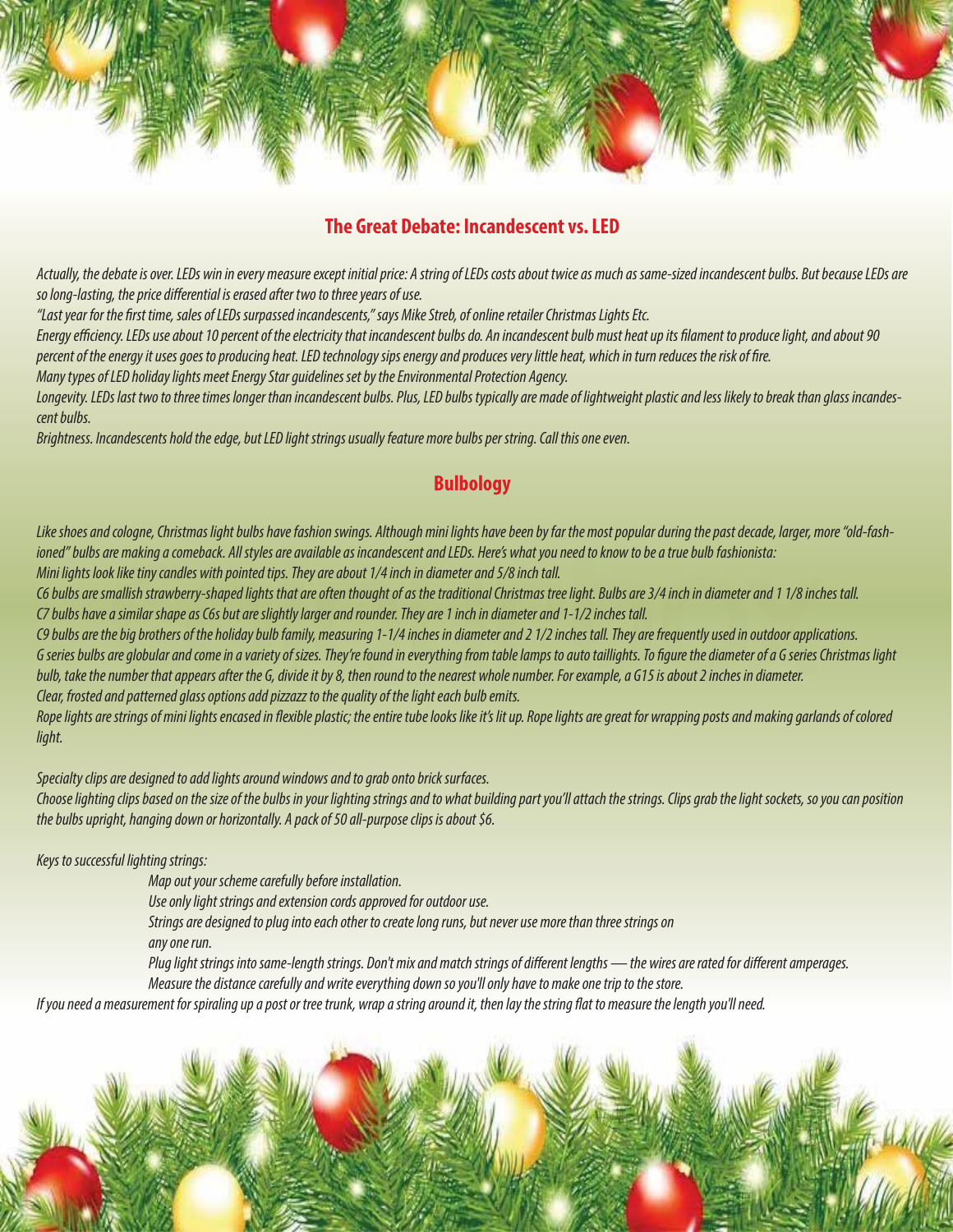## The Great Debate: Incandescent vs. LED

*Actually, the debate is over. LEDs win in every measure except initial price: A string of LEDs costs about twice as much as same-sized incandescent bulbs. But because LEDs are so long-lasting, the price differential is erased after two to three years of use.*

*"Last year for the first time, sales of LEDs surpassed incandescents," says Mike Streb, of online retailer Christmas Lights Etc.*

*Energy efficiency. LEDs use about 10 percent of the electricity that incandescent bulbs do. An incandescent bulb must heat up its filament to produce light, and about 90 percent of the energy it uses goes to producing heat. LED technology sips energy and produces very little heat, which in turn reduces the risk of fire.*

*Many types of LED holiday lights meet Energy Star guidelines set by the Environmental Protection Agency.*

*Longevity. LEDs last two to three times longer than incandescent bulbs. Plus, LED bulbs typically are made of lightweight plastic and less likely to break than glass incandescent bulbs.*

*Brightness. Incandescents hold the edge, but LED light strings usually feature more bulbs per string. Call this one even.*

## Bulbology

*Like shoes and cologne, Christmas light bulbs have fashion swings. Although mini lights have been by far the most popular during the past decade, larger, more "old-fashioned" bulbs are making a comeback. All styles are available as incandescent and LEDs. Here's what you need to know to be a true bulb fashionista:*

*Mini lights look like tiny candles with pointed tips. They are about 1/4 inch in diameter and 5/8 inch tall.*

*C6 bulbs are smallish strawberry-shaped lights that are often thought of as the traditional Christmas tree light. Bulbs are 3/4 inch in diameter and 1 1/8 inches tall.*

*C7 bulbs have a similar shape as C6s but are slightly larger and rounder. They are 1 inch in diameter and 1-1/2 inches tall.*

*C9 bulbs are the big brothers of the holiday bulb family, measuring 1-1/4 inches in diameter and 2 1/2 inches tall. They are frequently used in outdoor applications.*

*G series bulbs are globular and come in a variety of sizes. They're found in everything from table lamps to auto taillights. To figure the diameter of a G series Christmas light bulb, take the number that appears after the G, divide it by 8, then round to the nearest whole number. For example, a G15 is about 2 inches in diameter.*

*Clear, frosted and patterned glass options add pizzazz to the quality of the light each bulb emits.*

*Rope lights are strings of mini lights encased in flexible plastic; the entire tube looks like it's lit up. Rope lights are great for wrapping posts and making garlands of colored light.*

*Specialty clips are designed to add lights around windows and to grab onto brick surfaces.*

*Choose lighting clips based on the size of the bulbs in your lighting strings and to what building part you'll attach the strings. Clips grab the light sockets, so you can position the bulbs upright, hanging down or horizontally. A pack of 50 all-purpose clips is about $6.*

*Keys to successful lighting strings:*

- *Map out your scheme carefully before installation.*
- *Use only light strings and extension cords approved for outdoor use.*
- *Strings are designed to plug into each other to create long runs, but never use more than three strings on any one run.*
- *Plug light strings into same-length strings. Don't mix and match strings of different lengths — the wires are rated for different amperages.*
- *Measure the distance carefully and write everything down so you'll only have to make one trip to the store.*

*If you need a measurement for spiraling up a post or tree trunk, wrap a string around it, then lay the string flat to measure the length you'll need.*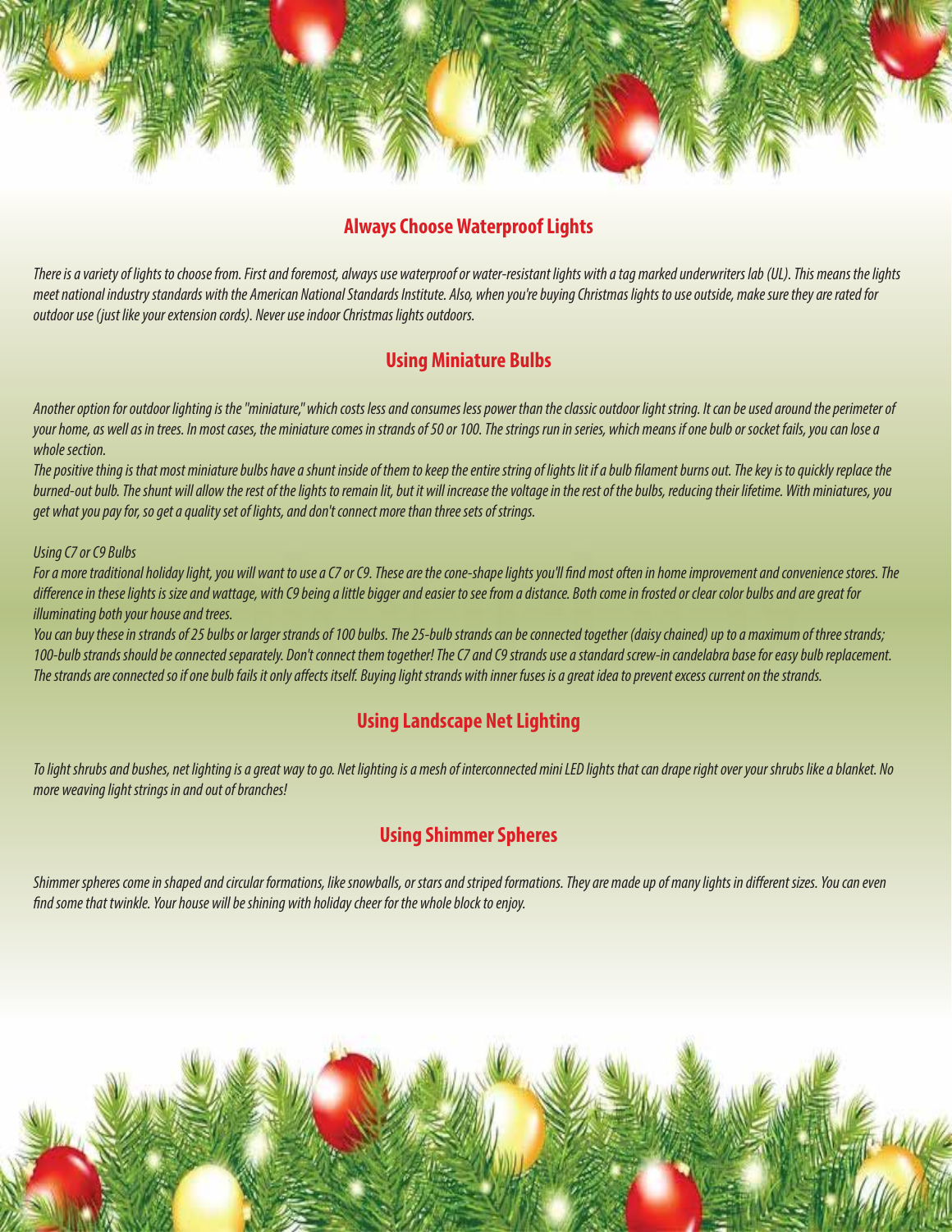## Always Choose Waterproof Lights

*There is a variety of lights to choose from. First and foremost, always use waterproof or water-resistant lights with a tag marked underwriters lab (UL). This means the lights meet national industry standards with the American National Standards Institute. Also, when you're buying Christmas lights to use outside, make sure they are rated for outdoor use (just like your extension cords). Never use indoor Christmas lights outdoors.*

## Using Miniature Bulbs

*Another option for outdoor lighting is the "miniature," which costs less and consumes less power than the classic outdoor light string. It can be used around the perimeter of your home, as well as in trees. In most cases, the miniature comes in strands of 50 or 100. The strings run in series, which means if one bulb or socket fails, you can lose a whole section.*

*The positive thing is that most miniature bulbs have a shunt inside of them to keep the entire string of lights lit if a bulb filament burns out. The key is to quickly replace the burned-out bulb. The shunt will allow the rest of the lights to remain lit, but it will increase the voltage in the rest of the bulbs, reducing their lifetime. With miniatures, you get what you pay for, so get a quality set of lights, and don't connect more than three sets of strings.*

*Using C7 or C9 Bulbs*

*For a more traditional holiday light, you will want to use a C7 or C9. These are the cone-shape lights you'll find most often in home improvement and convenience stores. The difference in these lights is size and wattage, with C9 being a little bigger and easier to see from a distance. Both come in frosted or clear color bulbs and are great for illuminating both your house and trees.*

*You can buy these in strands of 25 bulbs or larger strands of 100 bulbs. The 25-bulb strands can be connected together (daisy chained) up to a maximum of three strands; 100-bulb strands should be connected separately. Don't connect them together! The C7 and C9 strands use a standard screw-in candelabra base for easy bulb replacement. The strands are connected so if one bulb fails it only affects itself. Buying light strands with inner fuses is a great idea to prevent excess current on the strands.*

## Using Landscape Net Lighting

*To light shrubs and bushes, net lighting is a great way to go. Net lighting is a mesh of interconnected mini LED lights that can drape right over your shrubs like a blanket. No more weaving light strings in and out of branches!*

## Using Shimmer Spheres

*Shimmer spheres come in shaped and circular formations, like snowballs, or stars and striped formations. They are made up of many lights in different sizes. You can even find some that twinkle. Your house will be shining with holiday cheer for the whole block to enjoy.*